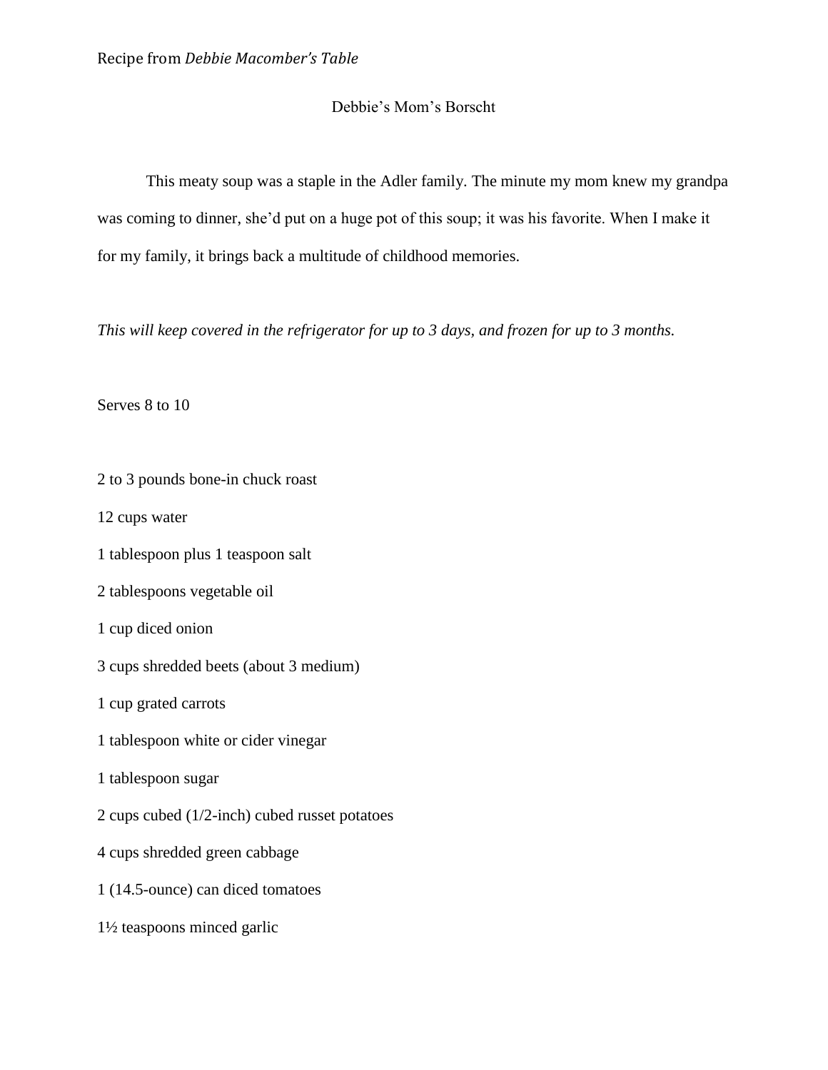Recipe from *Debbie Macomber's Table*

# Debbie's Mom's Borscht

This meaty soup was a staple in the Adler family. The minute my mom knew my grandpa was coming to dinner, she'd put on a huge pot of this soup; it was his favorite. When I make it for my family, it brings back a multitude of childhood memories.

*This will keep covered in the refrigerator for up to 3 days, and frozen for up to 3 months.*

Serves 8 to 10

2 to 3 pounds bone-in chuck roast

12 cups water

1 tablespoon plus 1 teaspoon salt

2 tablespoons vegetable oil

1 cup diced onion

3 cups shredded beets (about 3 medium)

1 cup grated carrots

1 tablespoon white or cider vinegar

1 tablespoon sugar

2 cups cubed (1/2-inch) cubed russet potatoes

4 cups shredded green cabbage

1 (14.5-ounce) can diced tomatoes

1½ teaspoons minced garlic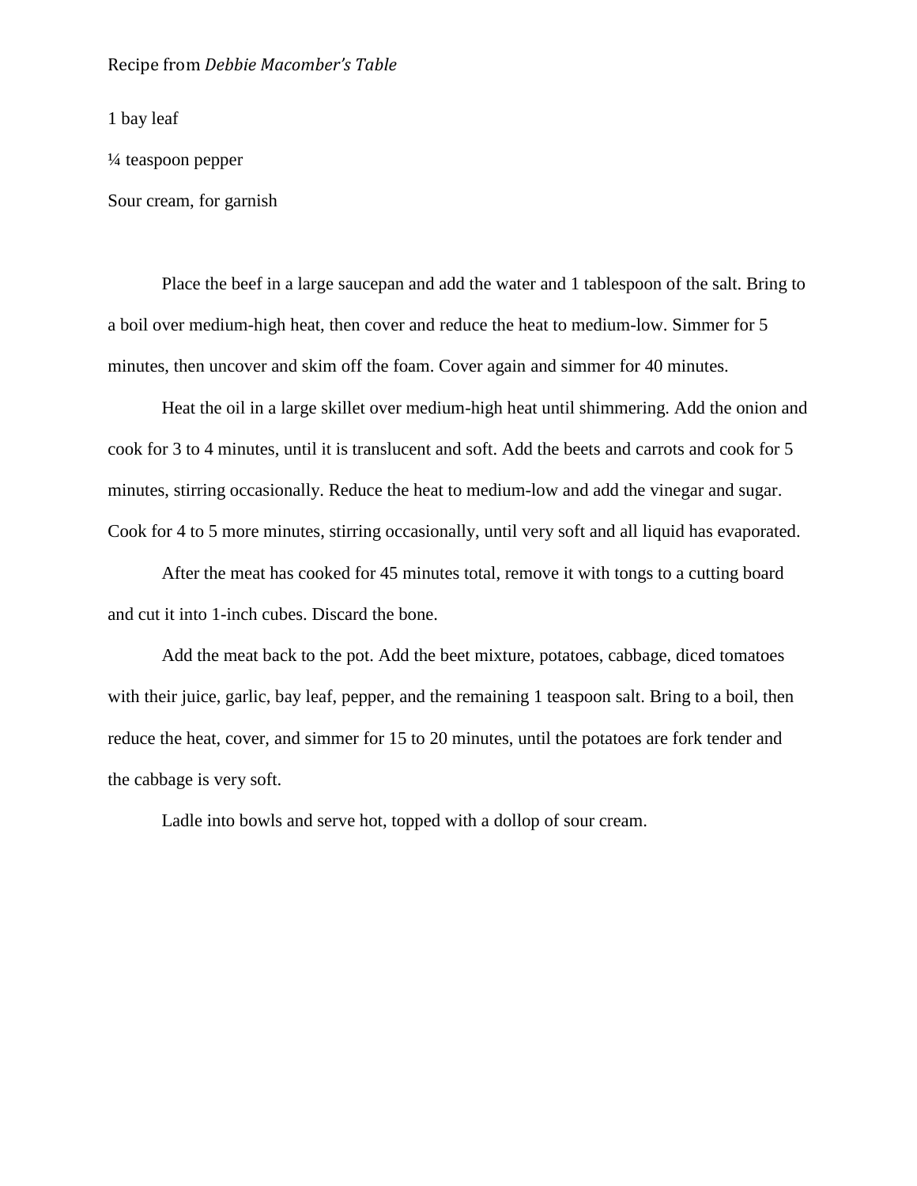1 bay leaf

¼ teaspoon pepper

Sour cream, for garnish

Place the beef in a large saucepan and add the water and 1 tablespoon of the salt. Bring to a boil over medium-high heat, then cover and reduce the heat to medium-low. Simmer for 5 minutes, then uncover and skim off the foam. Cover again and simmer for 40 minutes.

Heat the oil in a large skillet over medium-high heat until shimmering. Add the onion and cook for 3 to 4 minutes, until it is translucent and soft. Add the beets and carrots and cook for 5 minutes, stirring occasionally. Reduce the heat to medium-low and add the vinegar and sugar. Cook for 4 to 5 more minutes, stirring occasionally, until very soft and all liquid has evaporated.

After the meat has cooked for 45 minutes total, remove it with tongs to a cutting board and cut it into 1-inch cubes. Discard the bone.

Add the meat back to the pot. Add the beet mixture, potatoes, cabbage, diced tomatoes with their juice, garlic, bay leaf, pepper, and the remaining 1 teaspoon salt. Bring to a boil, then reduce the heat, cover, and simmer for 15 to 20 minutes, until the potatoes are fork tender and the cabbage is very soft.

Ladle into bowls and serve hot, topped with a dollop of sour cream.